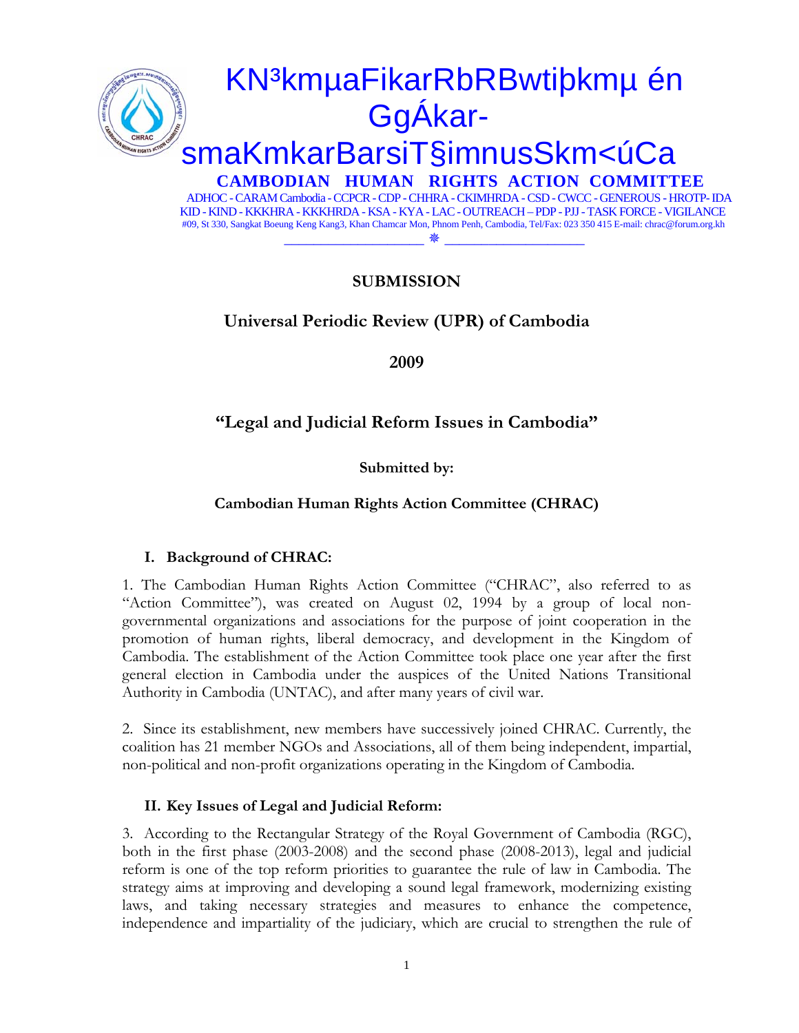KN³kmµaFikarRbRBwtiþkmµ én GgÁkar-smaKmkarBarsiT§imnusSkm<úCa

**CAMBODIAN HUMAN RIGHTS ACTION COMMITTEE**

ADHOC - CARAM Cambodia - CCPCR - CDP - CHHRA - CKIMHRDA - CSD - CWCC - GENEROUS - HROTP- IDA KID - KIND - KKKHRA - KKKHRDA - KSA - KYA - LAC - OUTREACH – PDP - PJJ - TASK FORCE - VIGILANCE

#09, St 330, Sangkat Boeung Keng Kang3, Khan Chamcar Mon, Phnom Penh, Cambodia, Tel/Fax: 023 350 415 E-mail: chrac@forum.org.kh

**SUBMISSION**

**Universal Periodic Review (UPR) of Cambodia**

**2009**

**“Legal and Judicial Reform Issues in Cambodia”**

**Submitted by:**

**Cambodian Human Rights Action Committee (CHRAC)**

## I. Background of CHRAC:

1. The Cambodian Human Rights Action Committee (“CHRAC”, also referred to as “Action Committee”), was created on August 02, 1994 by a group of local non-governmental organizations and associations for the purpose of joint cooperation in the promotion of human rights, liberal democracy, and development in the Kingdom of Cambodia. The establishment of the Action Committee took place one year after the first general election in Cambodia under the auspices of the United Nations Transitional Authority in Cambodia (UNTAC), and after many years of civil war.

2. Since its establishment, new members have successively joined CHRAC. Currently, the coalition has 21 member NGOs and Associations, all of them being independent, impartial, non-political and non-profit organizations operating in the Kingdom of Cambodia.

## II. Key Issues of Legal and Judicial Reform:

3. According to the Rectangular Strategy of the Royal Government of Cambodia (RGC), both in the first phase (2003-2008) and the second phase (2008-2013), legal and judicial reform is one of the top reform priorities to guarantee the rule of law in Cambodia. The strategy aims at improving and developing a sound legal framework, modernizing existing laws, and taking necessary strategies and measures to enhance the competence, independence and impartiality of the judiciary, which are crucial to strengthen the rule of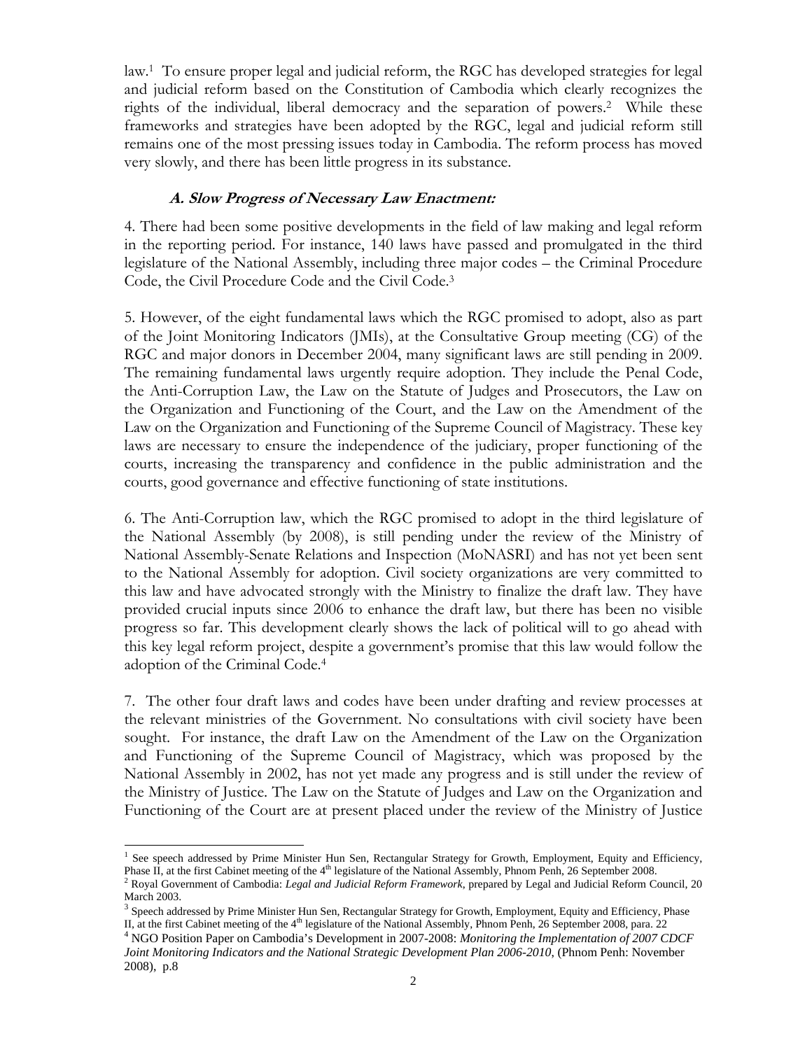law.[1] To ensure proper legal and judicial reform, the RGC has developed strategies for legal and judicial reform based on the Constitution of Cambodia which clearly recognizes the rights of the individual, liberal democracy and the separation of powers.[2] While these frameworks and strategies have been adopted by the RGC, legal and judicial reform still remains one of the most pressing issues today in Cambodia. The reform process has moved very slowly, and there has been little progress in its substance.

### *A. Slow Progress of Necessary Law Enactment:*

4. There had been some positive developments in the field of law making and legal reform in the reporting period. For instance, 140 laws have passed and promulgated in the third legislature of the National Assembly, including three major codes – the Criminal Procedure Code, the Civil Procedure Code and the Civil Code.[3]

5. However, of the eight fundamental laws which the RGC promised to adopt, also as part of the Joint Monitoring Indicators (JMIs), at the Consultative Group meeting (CG) of the RGC and major donors in December 2004, many significant laws are still pending in 2009. The remaining fundamental laws urgently require adoption. They include the Penal Code, the Anti-Corruption Law, the Law on the Statute of Judges and Prosecutors, the Law on the Organization and Functioning of the Court, and the Law on the Amendment of the Law on the Organization and Functioning of the Supreme Council of Magistracy. These key laws are necessary to ensure the independence of the judiciary, proper functioning of the courts, increasing the transparency and confidence in the public administration and the courts, good governance and effective functioning of state institutions.

6. The Anti-Corruption law, which the RGC promised to adopt in the third legislature of the National Assembly (by 2008), is still pending under the review of the Ministry of National Assembly-Senate Relations and Inspection (MoNASRI) and has not yet been sent to the National Assembly for adoption. Civil society organizations are very committed to this law and have advocated strongly with the Ministry to finalize the draft law. They have provided crucial inputs since 2006 to enhance the draft law, but there has been no visible progress so far. This development clearly shows the lack of political will to go ahead with this key legal reform project, despite a government's promise that this law would follow the adoption of the Criminal Code.[4]

7. The other four draft laws and codes have been under drafting and review processes at the relevant ministries of the Government. No consultations with civil society have been sought. For instance, the draft Law on the Amendment of the Law on the Organization and Functioning of the Supreme Council of Magistracy, which was proposed by the National Assembly in 2002, has not yet made any progress and is still under the review of the Ministry of Justice. The Law on the Statute of Judges and Law on the Organization and Functioning of the Court are at present placed under the review of the Ministry of Justice

---

[1] See speech addressed by Prime Minister Hun Sen, Rectangular Strategy for Growth, Employment, Equity and Efficiency, Phase II, at the first Cabinet meeting of the 4th legislature of the National Assembly, Phnom Penh, 26 September 2008.

[2] Royal Government of Cambodia: *Legal and Judicial Reform Framework*, prepared by Legal and Judicial Reform Council, 20 March 2003.

[3] Speech addressed by Prime Minister Hun Sen, Rectangular Strategy for Growth, Employment, Equity and Efficiency, Phase II, at the first Cabinet meeting of the 4th legislature of the National Assembly, Phnom Penh, 26 September 2008, para. 22

[4] NGO Position Paper on Cambodia's Development in 2007-2008: *Monitoring the Implementation of 2007 CDCF Joint Monitoring Indicators and the National Strategic Development Plan 2006-2010*, (Phnom Penh: November 2008), p.8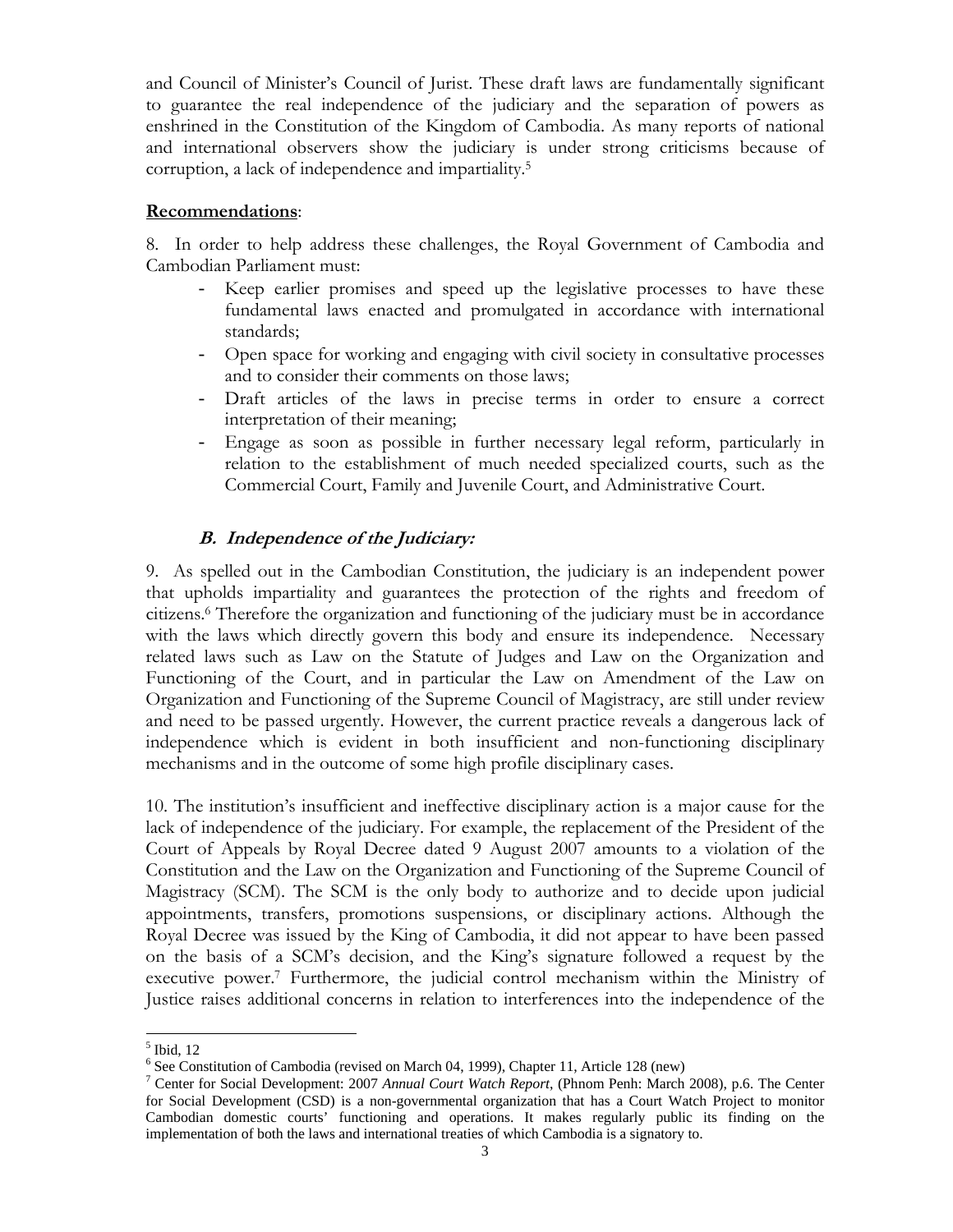and Council of Minister's Council of Jurist. These draft laws are fundamentally significant to guarantee the real independence of the judiciary and the separation of powers as enshrined in the Constitution of the Kingdom of Cambodia. As many reports of national and international observers show the judiciary is under strong criticisms because of corruption, a lack of independence and impartiality.[5]

**Recommendations**:

8. In order to help address these challenges, the Royal Government of Cambodia and Cambodian Parliament must:

- Keep earlier promises and speed up the legislative processes to have these fundamental laws enacted and promulgated in accordance with international standards;
- Open space for working and engaging with civil society in consultative processes and to consider their comments on those laws;
- Draft articles of the laws in precise terms in order to ensure a correct interpretation of their meaning;
- Engage as soon as possible in further necessary legal reform, particularly in relation to the establishment of much needed specialized courts, such as the Commercial Court, Family and Juvenile Court, and Administrative Court.

### B. Independence of the Judiciary:

9. As spelled out in the Cambodian Constitution, the judiciary is an independent power that upholds impartiality and guarantees the protection of the rights and freedom of citizens.[6] Therefore the organization and functioning of the judiciary must be in accordance with the laws which directly govern this body and ensure its independence. Necessary related laws such as Law on the Statute of Judges and Law on the Organization and Functioning of the Court, and in particular the Law on Amendment of the Law on Organization and Functioning of the Supreme Council of Magistracy, are still under review and need to be passed urgently. However, the current practice reveals a dangerous lack of independence which is evident in both insufficient and non-functioning disciplinary mechanisms and in the outcome of some high profile disciplinary cases.

10. The institution's insufficient and ineffective disciplinary action is a major cause for the lack of independence of the judiciary. For example, the replacement of the President of the Court of Appeals by Royal Decree dated 9 August 2007 amounts to a violation of the Constitution and the Law on the Organization and Functioning of the Supreme Council of Magistracy (SCM). The SCM is the only body to authorize and to decide upon judicial appointments, transfers, promotions suspensions, or disciplinary actions. Although the Royal Decree was issued by the King of Cambodia, it did not appear to have been passed on the basis of a SCM's decision, and the King's signature followed a request by the executive power.[7] Furthermore, the judicial control mechanism within the Ministry of Justice raises additional concerns in relation to interferences into the independence of the

---

[5] Ibid, 12

[6] See Constitution of Cambodia (revised on March 04, 1999), Chapter 11, Article 128 (new)

[7] Center for Social Development: 2007 *Annual Court Watch Report*, (Phnom Penh: March 2008), p.6. The Center for Social Development (CSD) is a non-governmental organization that has a Court Watch Project to monitor Cambodian domestic courts' functioning and operations. It makes regularly public its finding on the implementation of both the laws and international treaties of which Cambodia is a signatory to.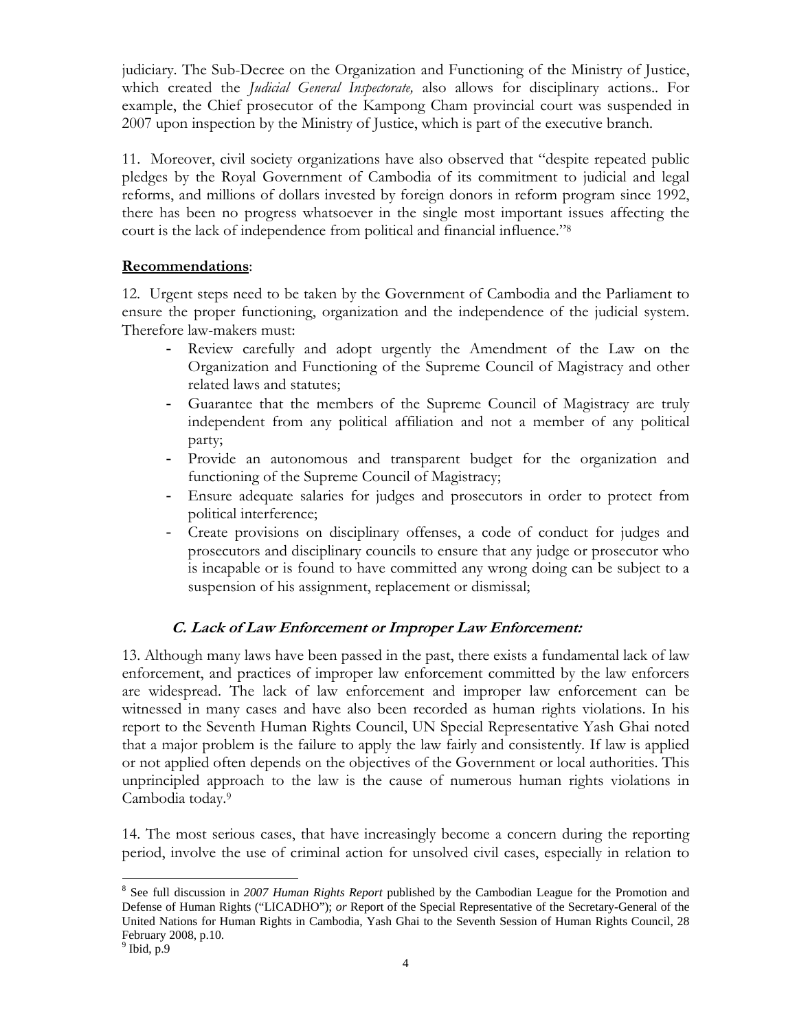judiciary. The Sub-Decree on the Organization and Functioning of the Ministry of Justice, which created the *Judicial General Inspectorate,* also allows for disciplinary actions.. For example, the Chief prosecutor of the Kampong Cham provincial court was suspended in 2007 upon inspection by the Ministry of Justice, which is part of the executive branch.

11. Moreover, civil society organizations have also observed that "despite repeated public pledges by the Royal Government of Cambodia of its commitment to judicial and legal reforms, and millions of dollars invested by foreign donors in reform program since 1992, there has been no progress whatsoever in the single most important issues affecting the court is the lack of independence from political and financial influence."[8]

**Recommendations**:

12. Urgent steps need to be taken by the Government of Cambodia and the Parliament to ensure the proper functioning, organization and the independence of the judicial system. Therefore law-makers must:

- Review carefully and adopt urgently the Amendment of the Law on the Organization and Functioning of the Supreme Council of Magistracy and other related laws and statutes;
- Guarantee that the members of the Supreme Council of Magistracy are truly independent from any political affiliation and not a member of any political party;
- Provide an autonomous and transparent budget for the organization and functioning of the Supreme Council of Magistracy;
- Ensure adequate salaries for judges and prosecutors in order to protect from political interference;
- Create provisions on disciplinary offenses, a code of conduct for judges and prosecutors and disciplinary councils to ensure that any judge or prosecutor who is incapable or is found to have committed any wrong doing can be subject to a suspension of his assignment, replacement or dismissal;

### C. Lack of Law Enforcement or Improper Law Enforcement:

13. Although many laws have been passed in the past, there exists a fundamental lack of law enforcement, and practices of improper law enforcement committed by the law enforcers are widespread. The lack of law enforcement and improper law enforcement can be witnessed in many cases and have also been recorded as human rights violations. In his report to the Seventh Human Rights Council, UN Special Representative Yash Ghai noted that a major problem is the failure to apply the law fairly and consistently. If law is applied or not applied often depends on the objectives of the Government or local authorities. This unprincipled approach to the law is the cause of numerous human rights violations in Cambodia today.[9]

14. The most serious cases, that have increasingly become a concern during the reporting period, involve the use of criminal action for unsolved civil cases, especially in relation to

---

[8] See full discussion in *2007 Human Rights Report* published by the Cambodian League for the Promotion and Defense of Human Rights ("LICADHO"); *or* Report of the Special Representative of the Secretary-General of the United Nations for Human Rights in Cambodia, Yash Ghai to the Seventh Session of Human Rights Council, 28 February 2008, p.10.

[9] Ibid, p.9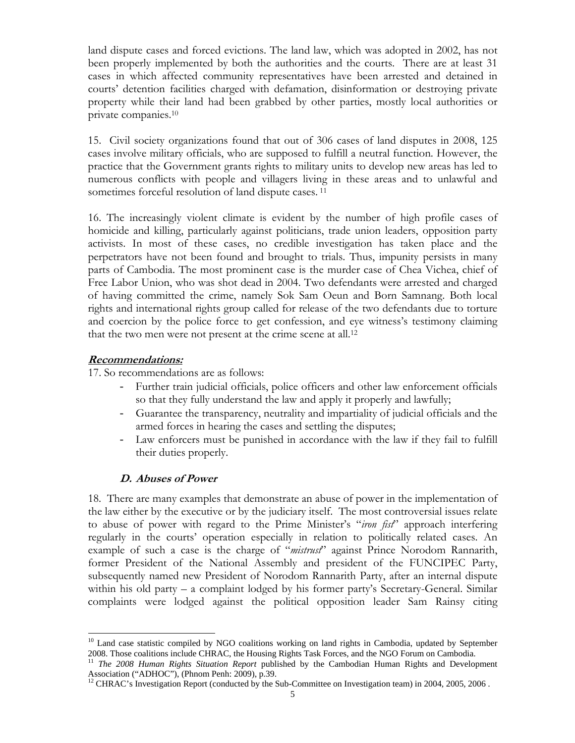land dispute cases and forced evictions. The land law, which was adopted in 2002, has not been properly implemented by both the authorities and the courts. There are at least 31 cases in which affected community representatives have been arrested and detained in courts' detention facilities charged with defamation, disinformation or destroying private property while their land had been grabbed by other parties, mostly local authorities or private companies.[10]

15. Civil society organizations found that out of 306 cases of land disputes in 2008, 125 cases involve military officials, who are supposed to fulfill a neutral function. However, the practice that the Government grants rights to military units to develop new areas has led to numerous conflicts with people and villagers living in these areas and to unlawful and sometimes forceful resolution of land dispute cases.[11]

16. The increasingly violent climate is evident by the number of high profile cases of homicide and killing, particularly against politicians, trade union leaders, opposition party activists. In most of these cases, no credible investigation has taken place and the perpetrators have not been found and brought to trials. Thus, impunity persists in many parts of Cambodia. The most prominent case is the murder case of Chea Vichea, chief of Free Labor Union, who was shot dead in 2004. Two defendants were arrested and charged of having committed the crime, namely Sok Sam Oeun and Born Samnang. Both local rights and international rights group called for release of the two defendants due to torture and coercion by the police force to get confession, and eye witness's testimony claiming that the two men were not present at the crime scene at all.[12]

***Recommendations:***

17. So recommendations are as follows:

- Further train judicial officials, police officers and other law enforcement officials so that they fully understand the law and apply it properly and lawfully;
- Guarantee the transparency, neutrality and impartiality of judicial officials and the armed forces in hearing the cases and settling the disputes;
- Law enforcers must be punished in accordance with the law if they fail to fulfill their duties properly.

### *D. Abuses of Power*

18. There are many examples that demonstrate an abuse of power in the implementation of the law either by the executive or by the judiciary itself. The most controversial issues relate to abuse of power with regard to the Prime Minister's "*iron fist*" approach interfering regularly in the courts' operation especially in relation to politically related cases. An example of such a case is the charge of "*mistrust*" against Prince Norodom Rannarith, former President of the National Assembly and president of the FUNCIPEC Party, subsequently named new President of Norodom Rannarith Party, after an internal dispute within his old party – a complaint lodged by his former party's Secretary-General. Similar complaints were lodged against the political opposition leader Sam Rainsy citing

---

[10] Land case statistic compiled by NGO coalitions working on land rights in Cambodia, updated by September 2008. Those coalitions include CHRAC, the Housing Rights Task Forces, and the NGO Forum on Cambodia.

[11] *The 2008 Human Rights Situation Report* published by the Cambodian Human Rights and Development Association ("ADHOC"), (Phnom Penh: 2009), p.39.

[12] CHRAC's Investigation Report (conducted by the Sub-Committee on Investigation team) in 2004, 2005, 2006 .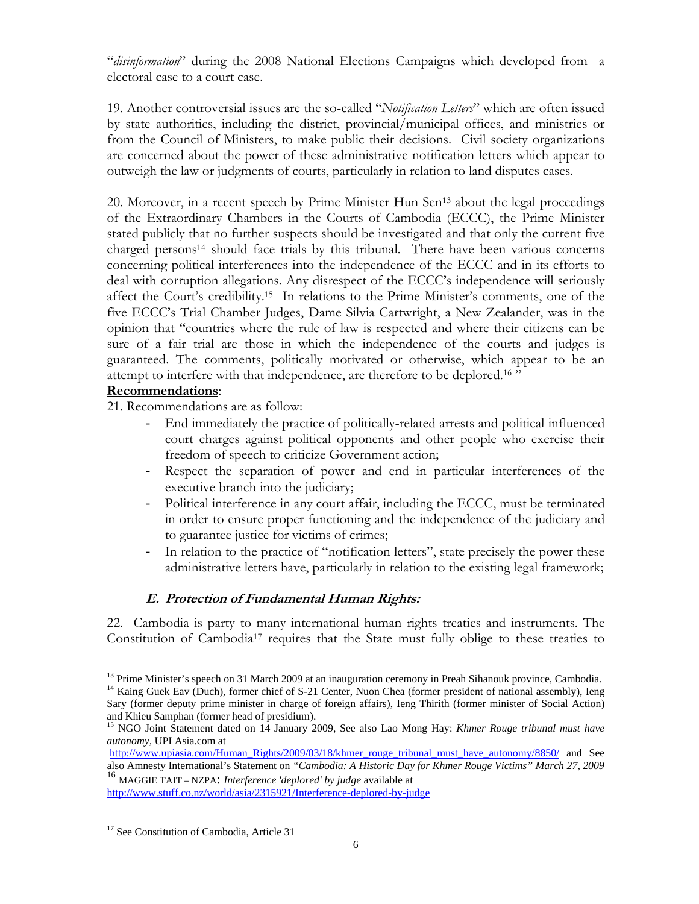"*disinformation*" during the 2008 National Elections Campaigns which developed from a electoral case to a court case.

19. Another controversial issues are the so-called "*Notification Letters*" which are often issued by state authorities, including the district, provincial/municipal offices, and ministries or from the Council of Ministers, to make public their decisions. Civil society organizations are concerned about the power of these administrative notification letters which appear to outweigh the law or judgments of courts, particularly in relation to land disputes cases.

20. Moreover, in a recent speech by Prime Minister Hun Sen[13] about the legal proceedings of the Extraordinary Chambers in the Courts of Cambodia (ECCC), the Prime Minister stated publicly that no further suspects should be investigated and that only the current five charged persons[14] should face trials by this tribunal. There have been various concerns concerning political interferences into the independence of the ECCC and in its efforts to deal with corruption allegations. Any disrespect of the ECCC's independence will seriously affect the Court's credibility.[15] In relations to the Prime Minister's comments, one of the five ECCC's Trial Chamber Judges, Dame Silvia Cartwright, a New Zealander, was in the opinion that "countries where the rule of law is respected and where their citizens can be sure of a fair trial are those in which the independence of the courts and judges is guaranteed. The comments, politically motivated or otherwise, which appear to be an attempt to interfere with that independence, are therefore to be deplored.[16] "

**Recommendations**:

21. Recommendations are as follow:

- End immediately the practice of politically-related arrests and political influenced court charges against political opponents and other people who exercise their freedom of speech to criticize Government action;
- Respect the separation of power and end in particular interferences of the executive branch into the judiciary;
- Political interference in any court affair, including the ECCC, must be terminated in order to ensure proper functioning and the independence of the judiciary and to guarantee justice for victims of crimes;
- In relation to the practice of "notification letters", state precisely the power these administrative letters have, particularly in relation to the existing legal framework;

### ***E. Protection of Fundamental Human Rights:***

22. Cambodia is party to many international human rights treaties and instruments. The Constitution of Cambodia[17] requires that the State must fully oblige to these treaties to

---

[13] Prime Minister's speech on 31 March 2009 at an inauguration ceremony in Preah Sihanouk province, Cambodia.

[14] Kaing Guek Eav (Duch), former chief of S-21 Center, Nuon Chea (former president of national assembly), Ieng Sary (former deputy prime minister in charge of foreign affairs), Ieng Thirith (former minister of Social Action) and Khieu Samphan (former head of presidium).

[15] NGO Joint Statement dated on 14 January 2009, See also Lao Mong Hay: *Khmer Rouge tribunal must have autonomy*, UPI Asia.com at http://www.upiasia.com/Human_Rights/2009/03/18/khmer_rouge_tribunal_must_have_autonomy/8850/ and See also Amnesty International's Statement on *"Cambodia: A Historic Day for Khmer Rouge Victims" March 27, 2009*

[16] MAGGIE TAIT – NZPA: *Interference 'deplored' by judge* available at http://www.stuff.co.nz/world/asia/2315921/Interference-deplored-by-judge

[17] See Constitution of Cambodia, Article 31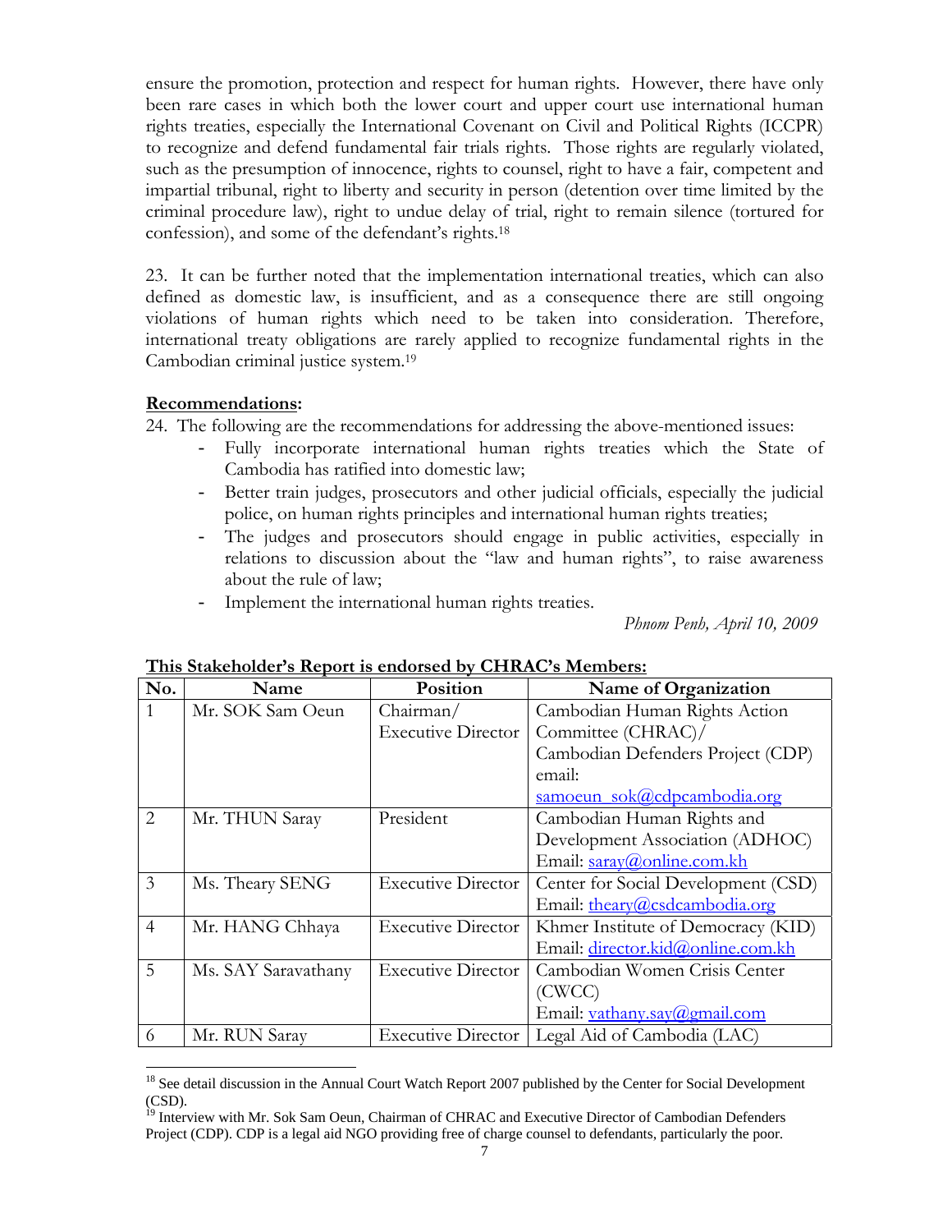ensure the promotion, protection and respect for human rights. However, there have only been rare cases in which both the lower court and upper court use international human rights treaties, especially the International Covenant on Civil and Political Rights (ICCPR) to recognize and defend fundamental fair trials rights. Those rights are regularly violated, such as the presumption of innocence, rights to counsel, right to have a fair, competent and impartial tribunal, right to liberty and security in person (detention over time limited by the criminal procedure law), right to undue delay of trial, right to remain silence (tortured for confession), and some of the defendant's rights.[18]

23. It can be further noted that the implementation international treaties, which can also defined as domestic law, is insufficient, and as a consequence there are still ongoing violations of human rights which need to be taken into consideration. Therefore, international treaty obligations are rarely applied to recognize fundamental rights in the Cambodian criminal justice system.[19]

**Recommendations:**

24. The following are the recommendations for addressing the above-mentioned issues:

- Fully incorporate international human rights treaties which the State of Cambodia has ratified into domestic law;
- Better train judges, prosecutors and other judicial officials, especially the judicial police, on human rights principles and international human rights treaties;
- The judges and prosecutors should engage in public activities, especially in relations to discussion about the "law and human rights", to raise awareness about the rule of law;
- Implement the international human rights treaties.

*Phnom Penh, April 10, 2009*

**This Stakeholder's Report is endorsed by CHRAC's Members:**

| No. | Name | Position | Name of Organization |
|---|---|---|---|
| 1 | Mr. SOK Sam Oeun | Chairman/ Executive Director | Cambodian Human Rights Action Committee (CHRAC)/ Cambodian Defenders Project (CDP) email: samoeun_sok@cdpcambodia.org |
| 2 | Mr. THUN Saray | President | Cambodian Human Rights and Development Association (ADHOC) Email: saray@online.com.kh |
| 3 | Ms. Theary SENG | Executive Director | Center for Social Development (CSD) Email: theary@csdcambodia.org |
| 4 | Mr. HANG Chhaya | Executive Director | Khmer Institute of Democracy (KID) Email: director.kid@online.com.kh |
| 5 | Ms. SAY Saravathany | Executive Director | Cambodian Women Crisis Center (CWCC) Email: vathany.say@gmail.com |
| 6 | Mr. RUN Saray | Executive Director | Legal Aid of Cambodia (LAC) |

[18] See detail discussion in the Annual Court Watch Report 2007 published by the Center for Social Development (CSD).

[19] Interview with Mr. Sok Sam Oeun, Chairman of CHRAC and Executive Director of Cambodian Defenders Project (CDP). CDP is a legal aid NGO providing free of charge counsel to defendants, particularly the poor.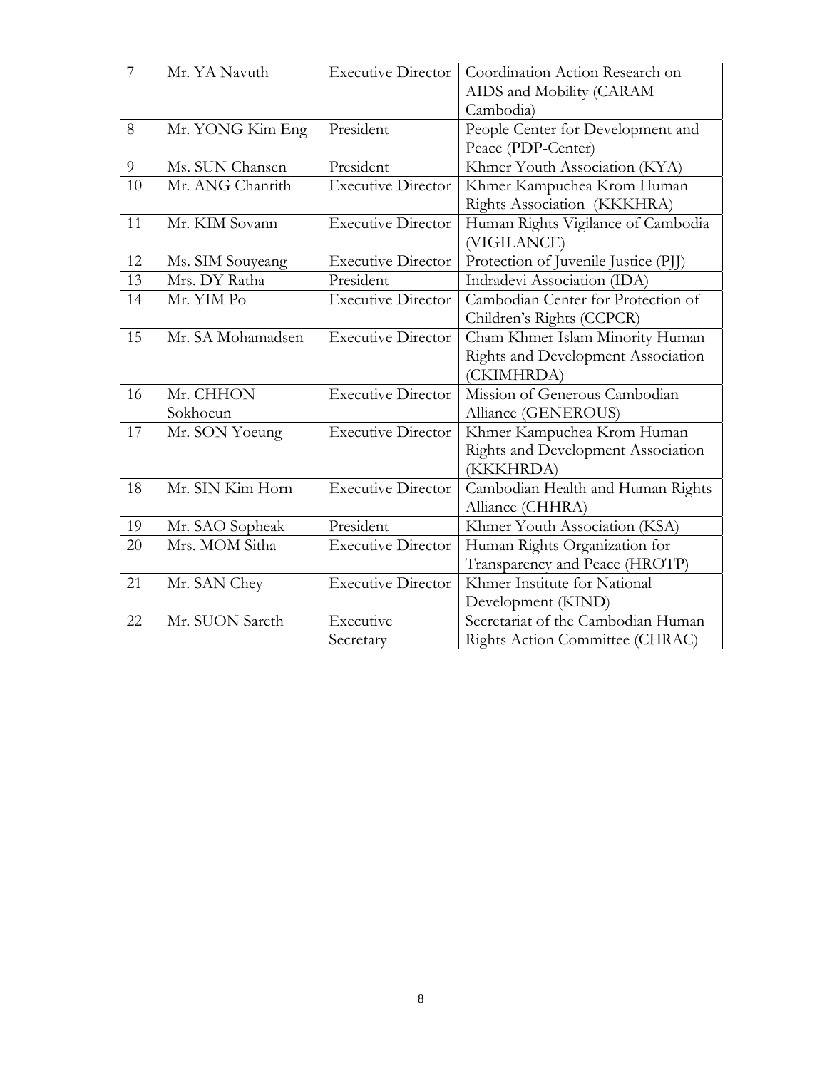| | | | |
|---|---|---|---|
| 7 | Mr. YA Navuth | Executive Director | Coordination Action Research on AIDS and Mobility (CARAM-Cambodia) |
| 8 | Mr. YONG Kim Eng | President | People Center for Development and Peace (PDP-Center) |
| 9 | Ms. SUN Chansen | President | Khmer Youth Association (KYA) |
| 10 | Mr. ANG Chanrith | Executive Director | Khmer Kampuchea Krom Human Rights Association (KKKHRA) |
| 11 | Mr. KIM Sovann | Executive Director | Human Rights Vigilance of Cambodia (VIGILANCE) |
| 12 | Ms. SIM Souyeang | Executive Director | Protection of Juvenile Justice (PJJ) |
| 13 | Mrs. DY Ratha | President | Indradevi Association (IDA) |
| 14 | Mr. YIM Po | Executive Director | Cambodian Center for Protection of Children's Rights (CCPCR) |
| 15 | Mr. SA Mohamadsen | Executive Director | Cham Khmer Islam Minority Human Rights and Development Association (CKIMHRDA) |
| 16 | Mr. CHHON Sokhoeun | Executive Director | Mission of Generous Cambodian Alliance (GENEROUS) |
| 17 | Mr. SON Yoeung | Executive Director | Khmer Kampuchea Krom Human Rights and Development Association (KKKHRDA) |
| 18 | Mr. SIN Kim Horn | Executive Director | Cambodian Health and Human Rights Alliance (CHHRA) |
| 19 | Mr. SAO Sopheak | President | Khmer Youth Association (KSA) |
| 20 | Mrs. MOM Sitha | Executive Director | Human Rights Organization for Transparency and Peace (HROTP) |
| 21 | Mr. SAN Chey | Executive Director | Khmer Institute for National Development (KIND) |
| 22 | Mr. SUON Sareth | Executive Secretary | Secretariat of the Cambodian Human Rights Action Committee (CHRAC) |